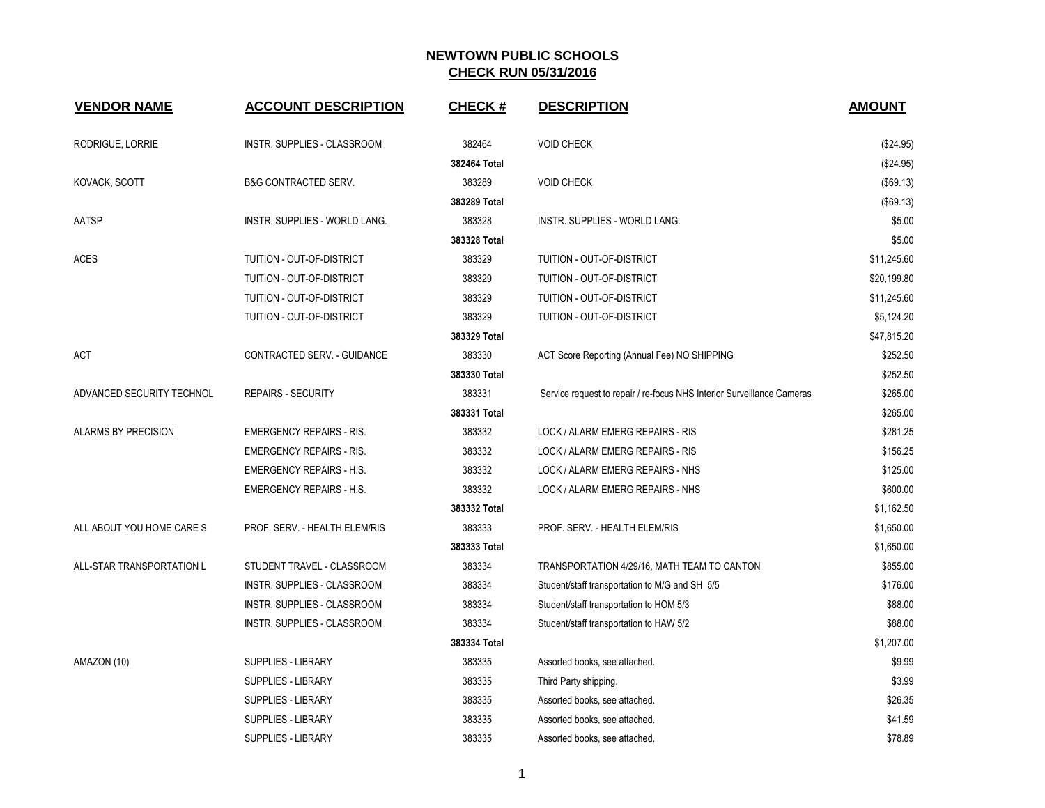# NEWTOWN PUBLIC SCHOOLS

## CHECK RUN 05/31/2016

| VENDOR NAME | ACCOUNT DESCRIPTION | CHECK # | DESCRIPTION | AMOUNT |
|---|---|---|---|---|
| RODRIGUE, LORRIE | INSTR. SUPPLIES - CLASSROOM | 382464 | VOID CHECK | ($24.95) |
| | | **382464 Total** | | ($24.95) |
| KOVACK, SCOTT | B&G CONTRACTED SERV. | 383289 | VOID CHECK | ($69.13) |
| | | **383289 Total** | | ($69.13) |
| AATSP | INSTR. SUPPLIES - WORLD LANG. | 383328 | INSTR. SUPPLIES - WORLD LANG. | $5.00 |
| | | **383328 Total** | | $5.00 |
| ACES | TUITION - OUT-OF-DISTRICT | 383329 | TUITION - OUT-OF-DISTRICT | $11,245.60 |
| | TUITION - OUT-OF-DISTRICT | 383329 | TUITION - OUT-OF-DISTRICT | $20,199.80 |
| | TUITION - OUT-OF-DISTRICT | 383329 | TUITION - OUT-OF-DISTRICT | $11,245.60 |
| | TUITION - OUT-OF-DISTRICT | 383329 | TUITION - OUT-OF-DISTRICT | $5,124.20 |
| | | **383329 Total** | | $47,815.20 |
| ACT | CONTRACTED SERV. - GUIDANCE | 383330 | ACT Score Reporting (Annual Fee) NO SHIPPING | $252.50 |
| | | **383330 Total** | | $252.50 |
| ADVANCED SECURITY TECHNOL | REPAIRS - SECURITY | 383331 | Service request to repair / re-focus NHS Interior Surveillance Cameras | $265.00 |
| | | **383331 Total** | | $265.00 |
| ALARMS BY PRECISION | EMERGENCY REPAIRS - RIS. | 383332 | LOCK / ALARM EMERG REPAIRS - RIS | $281.25 |
| | EMERGENCY REPAIRS - RIS. | 383332 | LOCK / ALARM EMERG REPAIRS - RIS | $156.25 |
| | EMERGENCY REPAIRS - H.S. | 383332 | LOCK / ALARM EMERG REPAIRS - NHS | $125.00 |
| | EMERGENCY REPAIRS - H.S. | 383332 | LOCK / ALARM EMERG REPAIRS - NHS | $600.00 |
| | | **383332 Total** | | $1,162.50 |
| ALL ABOUT YOU HOME CARE S | PROF. SERV. - HEALTH ELEM/RIS | 383333 | PROF. SERV. - HEALTH ELEM/RIS | $1,650.00 |
| | | **383333 Total** | | $1,650.00 |
| ALL-STAR TRANSPORTATION L | STUDENT TRAVEL - CLASSROOM | 383334 | TRANSPORTATION 4/29/16, MATH TEAM TO CANTON | $855.00 |
| | INSTR. SUPPLIES - CLASSROOM | 383334 | Student/staff transportation to M/G and SH 5/5 | $176.00 |
| | INSTR. SUPPLIES - CLASSROOM | 383334 | Student/staff transportation to HOM 5/3 | $88.00 |
| | INSTR. SUPPLIES - CLASSROOM | 383334 | Student/staff transportation to HAW 5/2 | $88.00 |
| | | **383334 Total** | | $1,207.00 |
| AMAZON (10) | SUPPLIES - LIBRARY | 383335 | Assorted books, see attached. | $9.99 |
| | SUPPLIES - LIBRARY | 383335 | Third Party shipping. | $3.99 |
| | SUPPLIES - LIBRARY | 383335 | Assorted books, see attached. | $26.35 |
| | SUPPLIES - LIBRARY | 383335 | Assorted books, see attached. | $41.59 |
| | SUPPLIES - LIBRARY | 383335 | Assorted books, see attached. | $78.89 |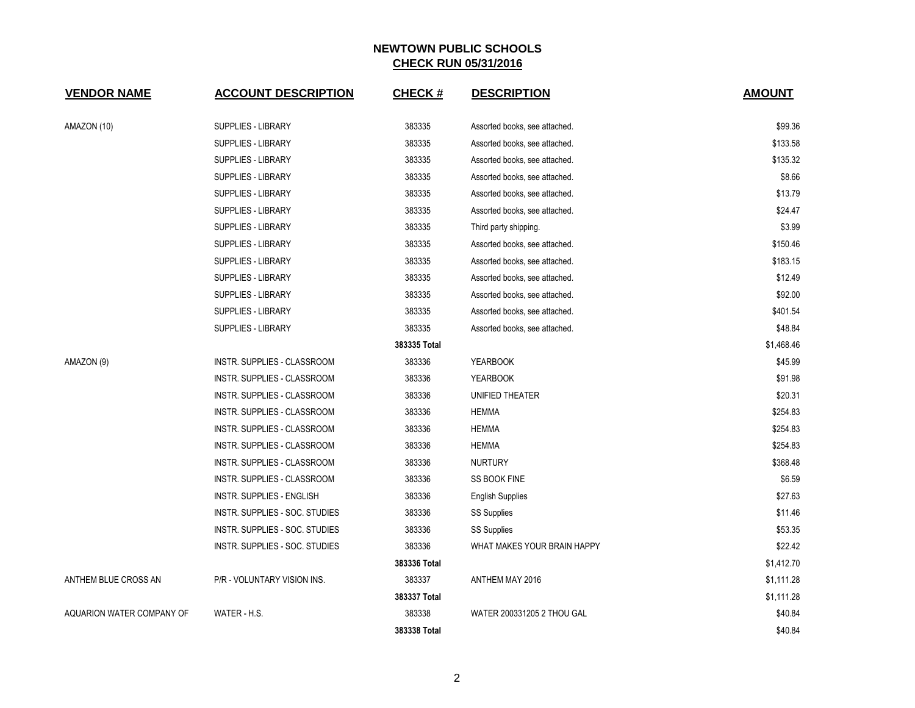# NEWTOWN PUBLIC SCHOOLS

## CHECK RUN 05/31/2016

| VENDOR NAME | ACCOUNT DESCRIPTION | CHECK # | DESCRIPTION | AMOUNT |
|---|---|---|---|---|
| AMAZON (10) | SUPPLIES - LIBRARY | 383335 | Assorted books, see attached. | $99.36 |
| | SUPPLIES - LIBRARY | 383335 | Assorted books, see attached. | $133.58 |
| | SUPPLIES - LIBRARY | 383335 | Assorted books, see attached. | $135.32 |
| | SUPPLIES - LIBRARY | 383335 | Assorted books, see attached. | $8.66 |
| | SUPPLIES - LIBRARY | 383335 | Assorted books, see attached. | $13.79 |
| | SUPPLIES - LIBRARY | 383335 | Assorted books, see attached. | $24.47 |
| | SUPPLIES - LIBRARY | 383335 | Third party shipping. | $3.99 |
| | SUPPLIES - LIBRARY | 383335 | Assorted books, see attached. | $150.46 |
| | SUPPLIES - LIBRARY | 383335 | Assorted books, see attached. | $183.15 |
| | SUPPLIES - LIBRARY | 383335 | Assorted books, see attached. | $12.49 |
| | SUPPLIES - LIBRARY | 383335 | Assorted books, see attached. | $92.00 |
| | SUPPLIES - LIBRARY | 383335 | Assorted books, see attached. | $401.54 |
| | SUPPLIES - LIBRARY | 383335 | Assorted books, see attached. | $48.84 |
| | | **383335 Total** | | $1,468.46 |
| AMAZON (9) | INSTR. SUPPLIES - CLASSROOM | 383336 | YEARBOOK | $45.99 |
| | INSTR. SUPPLIES - CLASSROOM | 383336 | YEARBOOK | $91.98 |
| | INSTR. SUPPLIES - CLASSROOM | 383336 | UNIFIED THEATER | $20.31 |
| | INSTR. SUPPLIES - CLASSROOM | 383336 | HEMMA | $254.83 |
| | INSTR. SUPPLIES - CLASSROOM | 383336 | HEMMA | $254.83 |
| | INSTR. SUPPLIES - CLASSROOM | 383336 | HEMMA | $254.83 |
| | INSTR. SUPPLIES - CLASSROOM | 383336 | NURTURY | $368.48 |
| | INSTR. SUPPLIES - CLASSROOM | 383336 | SS BOOK FINE | $6.59 |
| | INSTR. SUPPLIES - ENGLISH | 383336 | English Supplies | $27.63 |
| | INSTR. SUPPLIES - SOC. STUDIES | 383336 | SS Supplies | $11.46 |
| | INSTR. SUPPLIES - SOC. STUDIES | 383336 | SS Supplies | $53.35 |
| | INSTR. SUPPLIES - SOC. STUDIES | 383336 | WHAT MAKES YOUR BRAIN HAPPY | $22.42 |
| | | **383336 Total** | | $1,412.70 |
| ANTHEM BLUE CROSS AN | P/R - VOLUNTARY VISION INS. | 383337 | ANTHEM MAY 2016 | $1,111.28 |
| | | **383337 Total** | | $1,111.28 |
| AQUARION WATER COMPANY OF | WATER - H.S. | 383338 | WATER 200331205 2 THOU GAL | $40.84 |
| | | **383338 Total** | | $40.84 |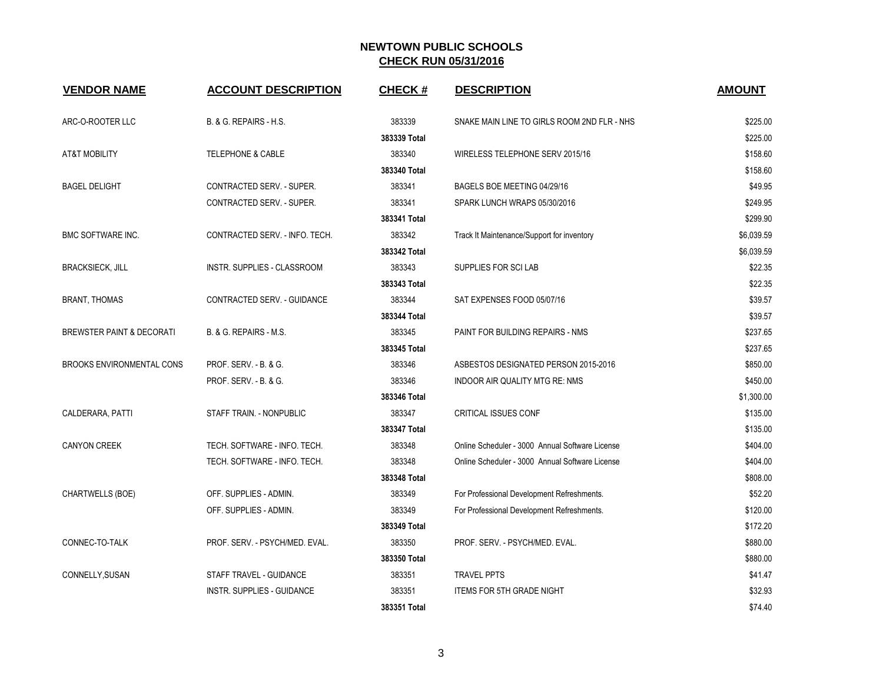# NEWTOWN PUBLIC SCHOOLS

## CHECK RUN 05/31/2016

| VENDOR NAME | ACCOUNT DESCRIPTION | CHECK # | DESCRIPTION | AMOUNT |
|---|---|---|---|---|
| ARC-O-ROOTER LLC | B. & G. REPAIRS - H.S. | 383339 | SNAKE MAIN LINE TO GIRLS ROOM 2ND FLR - NHS | $225.00 |
| | | **383339 Total** | | $225.00 |
| AT&T MOBILITY | TELEPHONE & CABLE | 383340 | WIRELESS TELEPHONE SERV 2015/16 | $158.60 |
| | | **383340 Total** | | $158.60 |
| BAGEL DELIGHT | CONTRACTED SERV. - SUPER. | 383341 | BAGELS BOE MEETING 04/29/16 | $49.95 |
| | CONTRACTED SERV. - SUPER. | 383341 | SPARK LUNCH WRAPS 05/30/2016 | $249.95 |
| | | **383341 Total** | | $299.90 |
| BMC SOFTWARE INC. | CONTRACTED SERV. - INFO. TECH. | 383342 | Track It Maintenance/Support for inventory | $6,039.59 |
| | | **383342 Total** | | $6,039.59 |
| BRACKSIECK, JILL | INSTR. SUPPLIES - CLASSROOM | 383343 | SUPPLIES FOR SCI LAB | $22.35 |
| | | **383343 Total** | | $22.35 |
| BRANT, THOMAS | CONTRACTED SERV. - GUIDANCE | 383344 | SAT EXPENSES FOOD 05/07/16 | $39.57 |
| | | **383344 Total** | | $39.57 |
| BREWSTER PAINT & DECORATI | B. & G. REPAIRS - M.S. | 383345 | PAINT FOR BUILDING REPAIRS - NMS | $237.65 |
| | | **383345 Total** | | $237.65 |
| BROOKS ENVIRONMENTAL CONS | PROF. SERV. - B. & G. | 383346 | ASBESTOS DESIGNATED PERSON 2015-2016 | $850.00 |
| | PROF. SERV. - B. & G. | 383346 | INDOOR AIR QUALITY MTG RE: NMS | $450.00 |
| | | **383346 Total** | | $1,300.00 |
| CALDERARA, PATTI | STAFF TRAIN. - NONPUBLIC | 383347 | CRITICAL ISSUES CONF | $135.00 |
| | | **383347 Total** | | $135.00 |
| CANYON CREEK | TECH. SOFTWARE - INFO. TECH. | 383348 | Online Scheduler - 3000 Annual Software License | $404.00 |
| | TECH. SOFTWARE - INFO. TECH. | 383348 | Online Scheduler - 3000 Annual Software License | $404.00 |
| | | **383348 Total** | | $808.00 |
| CHARTWELLS (BOE) | OFF. SUPPLIES - ADMIN. | 383349 | For Professional Development Refreshments. | $52.20 |
| | OFF. SUPPLIES - ADMIN. | 383349 | For Professional Development Refreshments. | $120.00 |
| | | **383349 Total** | | $172.20 |
| CONNEC-TO-TALK | PROF. SERV. - PSYCH/MED. EVAL. | 383350 | PROF. SERV. - PSYCH/MED. EVAL. | $880.00 |
| | | **383350 Total** | | $880.00 |
| CONNELLY,SUSAN | STAFF TRAVEL - GUIDANCE | 383351 | TRAVEL PPTS | $41.47 |
| | INSTR. SUPPLIES - GUIDANCE | 383351 | ITEMS FOR 5TH GRADE NIGHT | $32.93 |
| | | **383351 Total** | | $74.40 |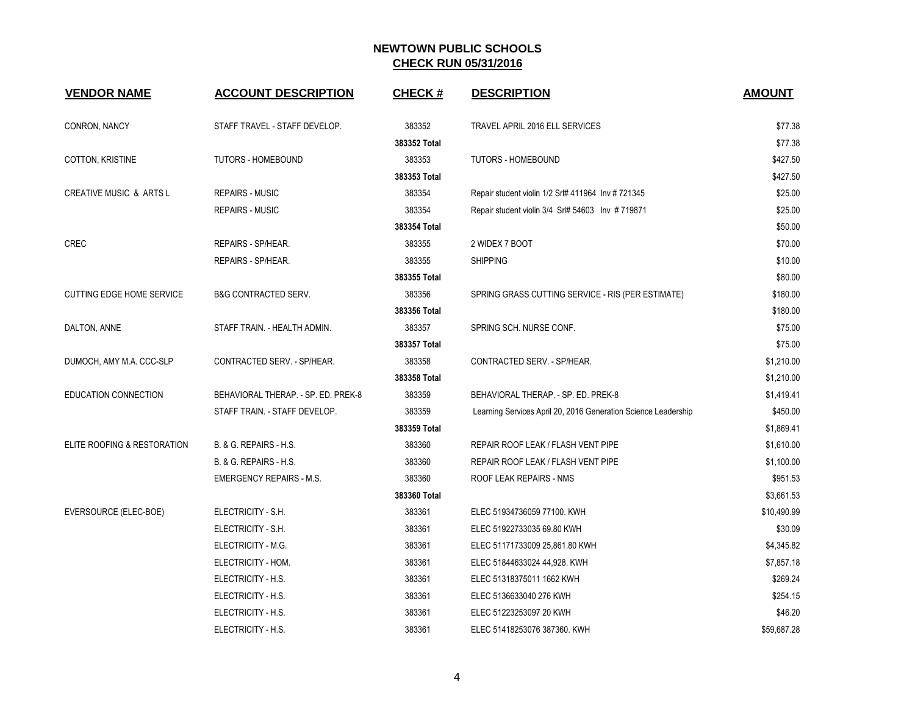# NEWTOWN PUBLIC SCHOOLS
## CHECK RUN 05/31/2016

| VENDOR NAME | ACCOUNT DESCRIPTION | CHECK # | DESCRIPTION | AMOUNT |
|---|---|---|---|---|
| CONRON, NANCY | STAFF TRAVEL - STAFF DEVELOP. | 383352 | TRAVEL APRIL 2016 ELL SERVICES | $77.38 |
| | | **383352 Total** | | $77.38 |
| COTTON, KRISTINE | TUTORS - HOMEBOUND | 383353 | TUTORS - HOMEBOUND | $427.50 |
| | | **383353 Total** | | $427.50 |
| CREATIVE MUSIC & ARTS L | REPAIRS - MUSIC | 383354 | Repair student violin 1/2 Srl# 411964 Inv # 721345 | $25.00 |
| | REPAIRS - MUSIC | 383354 | Repair student violin 3/4 Srl# 54603 Inv # 719871 | $25.00 |
| | | **383354 Total** | | $50.00 |
| CREC | REPAIRS - SP/HEAR. | 383355 | 2 WIDEX 7 BOOT | $70.00 |
| | REPAIRS - SP/HEAR. | 383355 | SHIPPING | $10.00 |
| | | **383355 Total** | | $80.00 |
| CUTTING EDGE HOME SERVICE | B&G CONTRACTED SERV. | 383356 | SPRING GRASS CUTTING SERVICE - RIS (PER ESTIMATE) | $180.00 |
| | | **383356 Total** | | $180.00 |
| DALTON, ANNE | STAFF TRAIN. - HEALTH ADMIN. | 383357 | SPRING SCH. NURSE CONF. | $75.00 |
| | | **383357 Total** | | $75.00 |
| DUMOCH, AMY M.A. CCC-SLP | CONTRACTED SERV. - SP/HEAR. | 383358 | CONTRACTED SERV. - SP/HEAR. | $1,210.00 |
| | | **383358 Total** | | $1,210.00 |
| EDUCATION CONNECTION | BEHAVIORAL THERAP. - SP. ED. PREK-8 | 383359 | BEHAVIORAL THERAP. - SP. ED. PREK-8 | $1,419.41 |
| | STAFF TRAIN. - STAFF DEVELOP. | 383359 | Learning Services April 20, 2016 Generation Science Leadership | $450.00 |
| | | **383359 Total** | | $1,869.41 |
| ELITE ROOFING & RESTORATION | B. & G. REPAIRS - H.S. | 383360 | REPAIR ROOF LEAK / FLASH VENT PIPE | $1,610.00 |
| | B. & G. REPAIRS - H.S. | 383360 | REPAIR ROOF LEAK / FLASH VENT PIPE | $1,100.00 |
| | EMERGENCY REPAIRS - M.S. | 383360 | ROOF LEAK REPAIRS - NMS | $951.53 |
| | | **383360 Total** | | $3,661.53 |
| EVERSOURCE (ELEC-BOE) | ELECTRICITY - S.H. | 383361 | ELEC 51934736059 77100. KWH | $10,490.99 |
| | ELECTRICITY - S.H. | 383361 | ELEC 51922733035 69.80 KWH | $30.09 |
| | ELECTRICITY - M.G. | 383361 | ELEC 51171733009 25,861.80 KWH | $4,345.82 |
| | ELECTRICITY - HOM. | 383361 | ELEC 51844633024 44,928. KWH | $7,857.18 |
| | ELECTRICITY - H.S. | 383361 | ELEC 51318375011 1662 KWH | $269.24 |
| | ELECTRICITY - H.S. | 383361 | ELEC 5136633040 276 KWH | $254.15 |
| | ELECTRICITY - H.S. | 383361 | ELEC 51223253097 20 KWH | $46.20 |
| | ELECTRICITY - H.S. | 383361 | ELEC 51418253076 387360. KWH | $59,687.28 |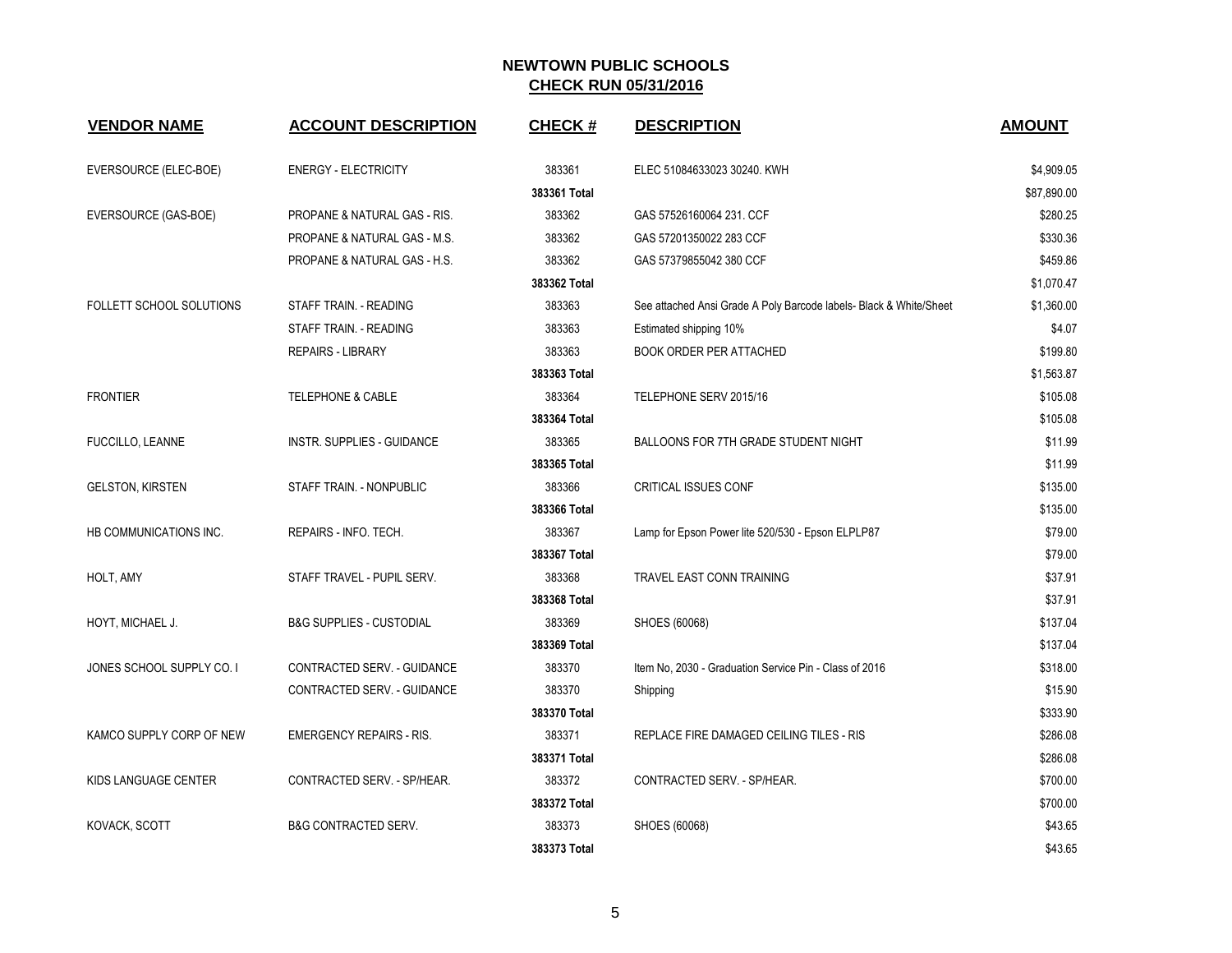## NEWTOWN PUBLIC SCHOOLS
## CHECK RUN 05/31/2016

| VENDOR NAME | ACCOUNT DESCRIPTION | CHECK # | DESCRIPTION | AMOUNT |
|---|---|---|---|---|
| EVERSOURCE (ELEC-BOE) | ENERGY - ELECTRICITY | 383361 | ELEC 51084633023 30240. KWH | $4,909.05 |
| | | **383361 Total** | | $87,890.00 |
| EVERSOURCE (GAS-BOE) | PROPANE & NATURAL GAS - RIS. | 383362 | GAS 57526160064 231. CCF | $280.25 |
| | PROPANE & NATURAL GAS - M.S. | 383362 | GAS 57201350022 283 CCF | $330.36 |
| | PROPANE & NATURAL GAS - H.S. | 383362 | GAS 57379855042 380 CCF | $459.86 |
| | | **383362 Total** | | $1,070.47 |
| FOLLETT SCHOOL SOLUTIONS | STAFF TRAIN. - READING | 383363 | See attached Ansi Grade A Poly Barcode labels- Black & White/Sheet | $1,360.00 |
| | STAFF TRAIN. - READING | 383363 | Estimated shipping 10% | $4.07 |
| | REPAIRS - LIBRARY | 383363 | BOOK ORDER PER ATTACHED | $199.80 |
| | | **383363 Total** | | $1,563.87 |
| FRONTIER | TELEPHONE & CABLE | 383364 | TELEPHONE SERV 2015/16 | $105.08 |
| | | **383364 Total** | | $105.08 |
| FUCCILLO, LEANNE | INSTR. SUPPLIES - GUIDANCE | 383365 | BALLOONS FOR 7TH GRADE STUDENT NIGHT | $11.99 |
| | | **383365 Total** | | $11.99 |
| GELSTON, KIRSTEN | STAFF TRAIN. - NONPUBLIC | 383366 | CRITICAL ISSUES CONF | $135.00 |
| | | **383366 Total** | | $135.00 |
| HB COMMUNICATIONS INC. | REPAIRS - INFO. TECH. | 383367 | Lamp for Epson Power lite 520/530 - Epson ELPLP87 | $79.00 |
| | | **383367 Total** | | $79.00 |
| HOLT, AMY | STAFF TRAVEL - PUPIL SERV. | 383368 | TRAVEL EAST CONN TRAINING | $37.91 |
| | | **383368 Total** | | $37.91 |
| HOYT, MICHAEL J. | B&G SUPPLIES - CUSTODIAL | 383369 | SHOES (60068) | $137.04 |
| | | **383369 Total** | | $137.04 |
| JONES SCHOOL SUPPLY CO. I | CONTRACTED SERV. - GUIDANCE | 383370 | Item No, 2030 - Graduation Service Pin - Class of 2016 | $318.00 |
| | CONTRACTED SERV. - GUIDANCE | 383370 | Shipping | $15.90 |
| | | **383370 Total** | | $333.90 |
| KAMCO SUPPLY CORP OF NEW | EMERGENCY REPAIRS - RIS. | 383371 | REPLACE FIRE DAMAGED CEILING TILES - RIS | $286.08 |
| | | **383371 Total** | | $286.08 |
| KIDS LANGUAGE CENTER | CONTRACTED SERV. - SP/HEAR. | 383372 | CONTRACTED SERV. - SP/HEAR. | $700.00 |
| | | **383372 Total** | | $700.00 |
| KOVACK, SCOTT | B&G CONTRACTED SERV. | 383373 | SHOES (60068) | $43.65 |
| | | **383373 Total** | | $43.65 |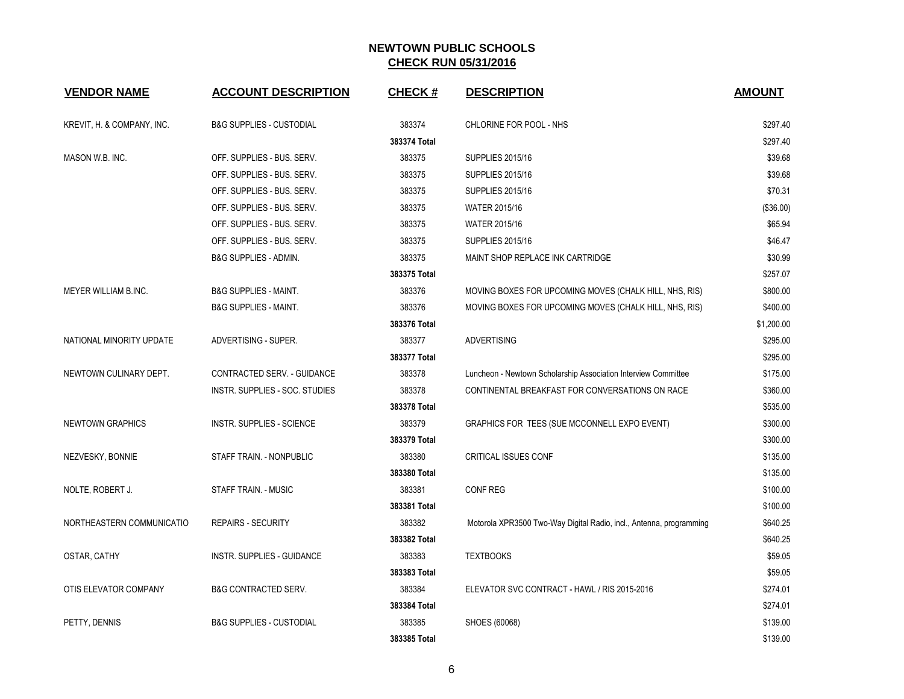# NEWTOWN PUBLIC SCHOOLS

## CHECK RUN 05/31/2016

| VENDOR NAME | ACCOUNT DESCRIPTION | CHECK # | DESCRIPTION | AMOUNT |
|---|---|---|---|---|
| KREVIT, H. & COMPANY, INC. | B&G SUPPLIES - CUSTODIAL | 383374 | CHLORINE FOR POOL - NHS | $297.40 |
| | | 383374 Total | | $297.40 |
| MASON W.B. INC. | OFF. SUPPLIES - BUS. SERV. | 383375 | SUPPLIES 2015/16 | $39.68 |
| | OFF. SUPPLIES - BUS. SERV. | 383375 | SUPPLIES 2015/16 | $39.68 |
| | OFF. SUPPLIES - BUS. SERV. | 383375 | SUPPLIES 2015/16 | $70.31 |
| | OFF. SUPPLIES - BUS. SERV. | 383375 | WATER 2015/16 | ($36.00) |
| | OFF. SUPPLIES - BUS. SERV. | 383375 | WATER 2015/16 | $65.94 |
| | OFF. SUPPLIES - BUS. SERV. | 383375 | SUPPLIES 2015/16 | $46.47 |
| | B&G SUPPLIES - ADMIN. | 383375 | MAINT SHOP REPLACE INK CARTRIDGE | $30.99 |
| | | 383375 Total | | $257.07 |
| MEYER WILLIAM B.INC. | B&G SUPPLIES - MAINT. | 383376 | MOVING BOXES FOR UPCOMING MOVES (CHALK HILL, NHS, RIS) | $800.00 |
| | B&G SUPPLIES - MAINT. | 383376 | MOVING BOXES FOR UPCOMING MOVES (CHALK HILL, NHS, RIS) | $400.00 |
| | | 383376 Total | | $1,200.00 |
| NATIONAL MINORITY UPDATE | ADVERTISING - SUPER. | 383377 | ADVERTISING | $295.00 |
| | | 383377 Total | | $295.00 |
| NEWTOWN CULINARY DEPT. | CONTRACTED SERV. - GUIDANCE | 383378 | Luncheon - Newtown Scholarship Association Interview Committee | $175.00 |
| | INSTR. SUPPLIES - SOC. STUDIES | 383378 | CONTINENTAL BREAKFAST FOR CONVERSATIONS ON RACE | $360.00 |
| | | 383378 Total | | $535.00 |
| NEWTOWN GRAPHICS | INSTR. SUPPLIES - SCIENCE | 383379 | GRAPHICS FOR TEES (SUE MCCONNELL EXPO EVENT) | $300.00 |
| | | 383379 Total | | $300.00 |
| NEZVESKY, BONNIE | STAFF TRAIN. - NONPUBLIC | 383380 | CRITICAL ISSUES CONF | $135.00 |
| | | 383380 Total | | $135.00 |
| NOLTE, ROBERT J. | STAFF TRAIN. - MUSIC | 383381 | CONF REG | $100.00 |
| | | 383381 Total | | $100.00 |
| NORTHEASTERN COMMUNICATIO | REPAIRS - SECURITY | 383382 | Motorola XPR3500 Two-Way Digital Radio, incl., Antenna, programming | $640.25 |
| | | 383382 Total | | $640.25 |
| OSTAR, CATHY | INSTR. SUPPLIES - GUIDANCE | 383383 | TEXTBOOKS | $59.05 |
| | | 383383 Total | | $59.05 |
| OTIS ELEVATOR COMPANY | B&G CONTRACTED SERV. | 383384 | ELEVATOR SVC CONTRACT - HAWL / RIS 2015-2016 | $274.01 |
| | | 383384 Total | | $274.01 |
| PETTY, DENNIS | B&G SUPPLIES - CUSTODIAL | 383385 | SHOES (60068) | $139.00 |
| | | 383385 Total | | $139.00 |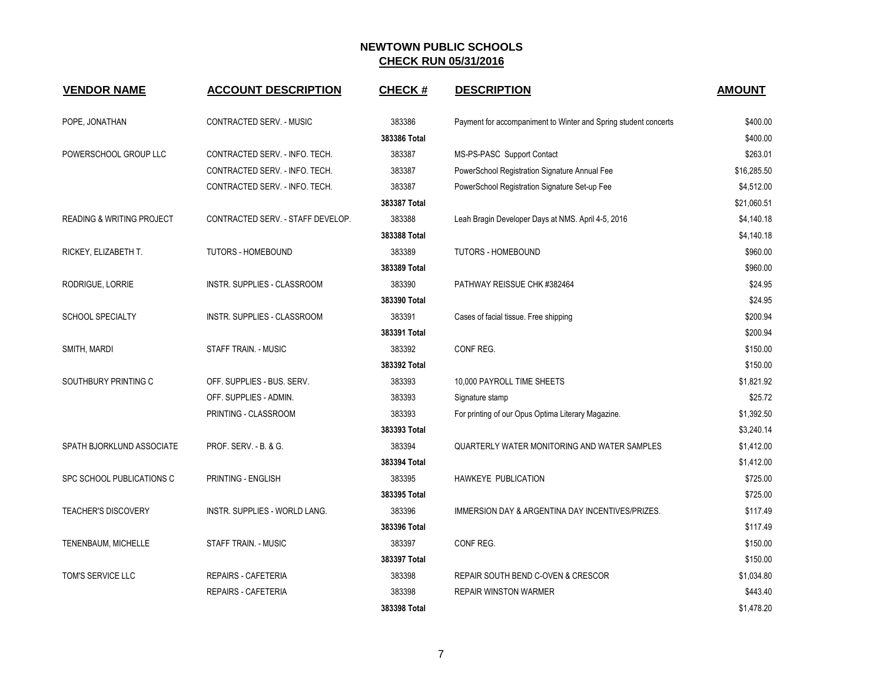## NEWTOWN PUBLIC SCHOOLS
## CHECK RUN 05/31/2016

| VENDOR NAME | ACCOUNT DESCRIPTION | CHECK # | DESCRIPTION | AMOUNT |
|---|---|---|---|---|
| POPE, JONATHAN | CONTRACTED SERV. - MUSIC | 383386 | Payment for accompaniment to Winter and Spring student concerts | $400.00 |
| | | 383386 Total | | $400.00 |
| POWERSCHOOL GROUP LLC | CONTRACTED SERV. - INFO. TECH. | 383387 | MS-PS-PASC Support Contact | $263.01 |
| | CONTRACTED SERV. - INFO. TECH. | 383387 | PowerSchool Registration Signature Annual Fee | $16,285.50 |
| | CONTRACTED SERV. - INFO. TECH. | 383387 | PowerSchool Registration Signature Set-up Fee | $4,512.00 |
| | | 383387 Total | | $21,060.51 |
| READING & WRITING PROJECT | CONTRACTED SERV. - STAFF DEVELOP. | 383388 | Leah Bragin Developer Days at NMS. April 4-5, 2016 | $4,140.18 |
| | | 383388 Total | | $4,140.18 |
| RICKEY, ELIZABETH T. | TUTORS - HOMEBOUND | 383389 | TUTORS - HOMEBOUND | $960.00 |
| | | 383389 Total | | $960.00 |
| RODRIGUE, LORRIE | INSTR. SUPPLIES - CLASSROOM | 383390 | PATHWAY REISSUE CHK #382464 | $24.95 |
| | | 383390 Total | | $24.95 |
| SCHOOL SPECIALTY | INSTR. SUPPLIES - CLASSROOM | 383391 | Cases of facial tissue. Free shipping | $200.94 |
| | | 383391 Total | | $200.94 |
| SMITH, MARDI | STAFF TRAIN. - MUSIC | 383392 | CONF REG. | $150.00 |
| | | 383392 Total | | $150.00 |
| SOUTHBURY PRINTING C | OFF. SUPPLIES - BUS. SERV. | 383393 | 10,000 PAYROLL TIME SHEETS | $1,821.92 |
| | OFF. SUPPLIES - ADMIN. | 383393 | Signature stamp | $25.72 |
| | PRINTING - CLASSROOM | 383393 | For printing of our Opus Optima Literary Magazine. | $1,392.50 |
| | | 383393 Total | | $3,240.14 |
| SPATH BJORKLUND ASSOCIATE | PROF. SERV. - B. & G. | 383394 | QUARTERLY WATER MONITORING AND WATER SAMPLES | $1,412.00 |
| | | 383394 Total | | $1,412.00 |
| SPC SCHOOL PUBLICATIONS C | PRINTING - ENGLISH | 383395 | HAWKEYE PUBLICATION | $725.00 |
| | | 383395 Total | | $725.00 |
| TEACHER'S DISCOVERY | INSTR. SUPPLIES - WORLD LANG. | 383396 | IMMERSION DAY & ARGENTINA DAY INCENTIVES/PRIZES. | $117.49 |
| | | 383396 Total | | $117.49 |
| TENENBAUM, MICHELLE | STAFF TRAIN. - MUSIC | 383397 | CONF REG. | $150.00 |
| | | 383397 Total | | $150.00 |
| TOM'S SERVICE LLC | REPAIRS - CAFETERIA | 383398 | REPAIR SOUTH BEND C-OVEN & CRESCOR | $1,034.80 |
| | REPAIRS - CAFETERIA | 383398 | REPAIR WINSTON WARMER | $443.40 |
| | | 383398 Total | | $1,478.20 |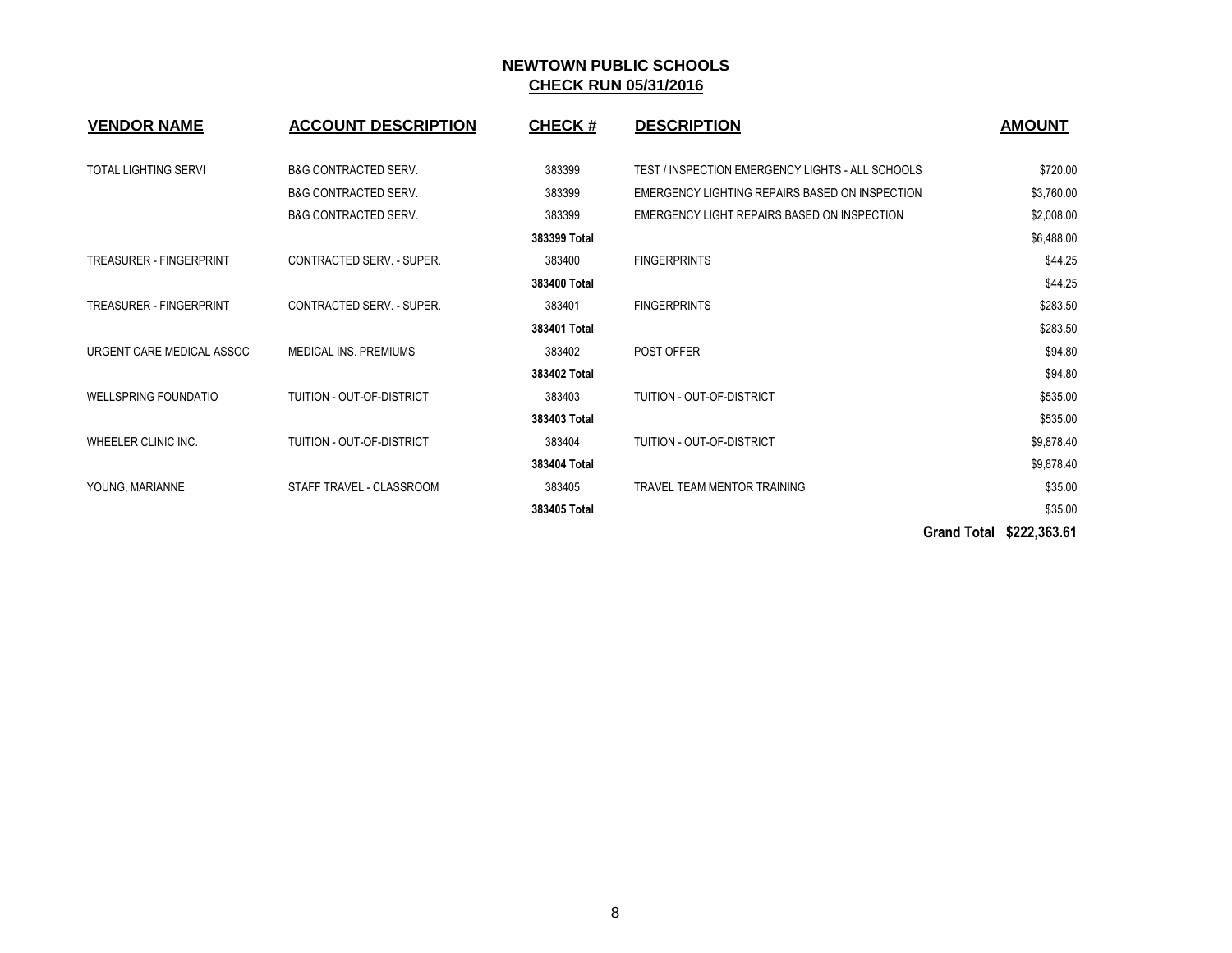## NEWTOWN PUBLIC SCHOOLS
## CHECK RUN 05/31/2016

| VENDOR NAME | ACCOUNT DESCRIPTION | CHECK # | DESCRIPTION | AMOUNT |
|---|---|---|---|---|
| TOTAL LIGHTING SERVI | B&G CONTRACTED SERV. | 383399 | TEST / INSPECTION EMERGENCY LIGHTS - ALL SCHOOLS | $720.00 |
| | B&G CONTRACTED SERV. | 383399 | EMERGENCY LIGHTING REPAIRS BASED ON INSPECTION | $3,760.00 |
| | B&G CONTRACTED SERV. | 383399 | EMERGENCY LIGHT REPAIRS BASED ON INSPECTION | $2,008.00 |
| | | **383399 Total** | | $6,488.00 |
| TREASURER - FINGERPRINT | CONTRACTED SERV. - SUPER. | 383400 | FINGERPRINTS | $44.25 |
| | | **383400 Total** | | $44.25 |
| TREASURER - FINGERPRINT | CONTRACTED SERV. - SUPER. | 383401 | FINGERPRINTS | $283.50 |
| | | **383401 Total** | | $283.50 |
| URGENT CARE MEDICAL ASSOC | MEDICAL INS. PREMIUMS | 383402 | POST OFFER | $94.80 |
| | | **383402 Total** | | $94.80 |
| WELLSPRING FOUNDATIO | TUITION - OUT-OF-DISTRICT | 383403 | TUITION - OUT-OF-DISTRICT | $535.00 |
| | | **383403 Total** | | $535.00 |
| WHEELER CLINIC INC. | TUITION - OUT-OF-DISTRICT | 383404 | TUITION - OUT-OF-DISTRICT | $9,878.40 |
| | | **383404 Total** | | $9,878.40 |
| YOUNG, MARIANNE | STAFF TRAVEL - CLASSROOM | 383405 | TRAVEL TEAM MENTOR TRAINING | $35.00 |
| | | **383405 Total** | | $35.00 |
| | | | **Grand Total** | **$222,363.61** |